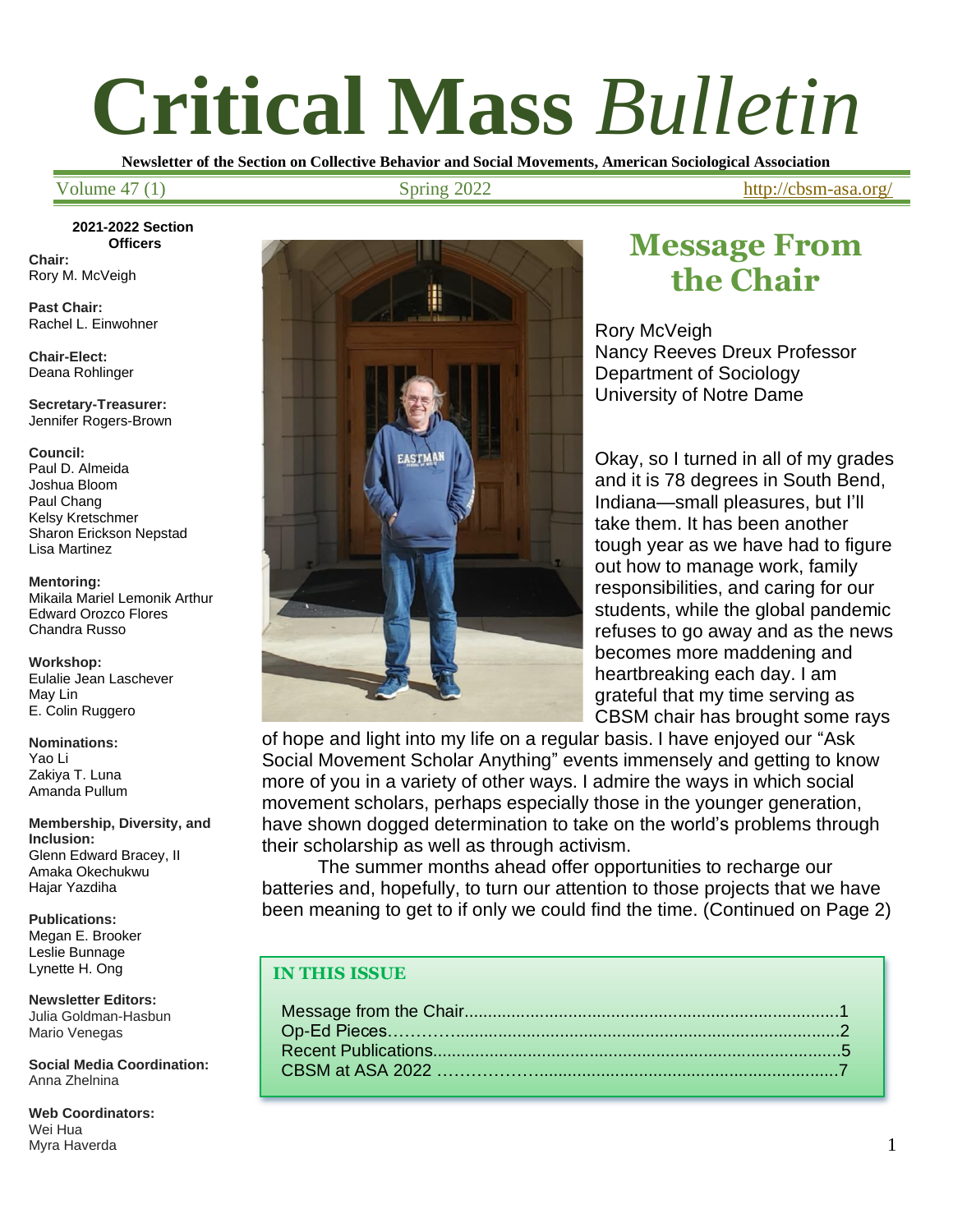# Critical Mass *Bulletin*

**Newsletter of the Section on Collective Behavior and Social Movements, American Sociological Association**

Volume 47 (1) | Spring 2022 | http://cbsm-asa.org/

**2021-2022 Section Officers**

**Chair:**
Rory M. McVeigh

**Past Chair:**
Rachel L. Einwohner

**Chair-Elect:**
Deana Rohlinger

**Secretary-Treasurer:**
Jennifer Rogers-Brown

**Council:**
Paul D. Almeida
Joshua Bloom
Paul Chang
Kelsy Kretschmer
Sharon Erickson Nepstad
Lisa Martinez

**Mentoring:**
Mikaila Mariel Lemonik Arthur
Edward Orozco Flores
Chandra Russo

**Workshop:**
Eulalie Jean Laschever
May Lin
E. Colin Ruggero

**Nominations:**
Yao Li
Zakiya T. Luna
Amanda Pullum

**Membership, Diversity, and Inclusion:**
Glenn Edward Bracey, II
Amaka Okechukwu
Hajar Yazdiha

**Publications:**
Megan E. Brooker
Leslie Bunnage
Lynette H. Ong

**Newsletter Editors:**
Julia Goldman-Hasbun
Mario Venegas

**Social Media Coordination:**
Anna Zhelnina

**Web Coordinators:**
Wei Hua
Myra Haverda

## Message From the Chair

Rory McVeigh
Nancy Reeves Dreux Professor
Department of Sociology
University of Notre Dame

Okay, so I turned in all of my grades and it is 78 degrees in South Bend, Indiana—small pleasures, but I'll take them. It has been another tough year as we have had to figure out how to manage work, family responsibilities, and caring for our students, while the global pandemic refuses to go away and as the news becomes more maddening and heartbreaking each day. I am grateful that my time serving as CBSM chair has brought some rays of hope and light into my life on a regular basis. I have enjoyed our "Ask Social Movement Scholar Anything" events immensely and getting to know more of you in a variety of other ways. I admire the ways in which social movement scholars, perhaps especially those in the younger generation, have shown dogged determination to take on the world's problems through their scholarship as well as through activism.

The summer months ahead offer opportunities to recharge our batteries and, hopefully, to turn our attention to those projects that we have been meaning to get to if only we could find the time. (Continued on Page 2)

**IN THIS ISSUE**

Message from the Chair..............................................................................1
Op-Ed Pieces………...................................................................................2
Recent Publications.....................................................................................5
CBSM at ASA 2022 ……………….............................................................7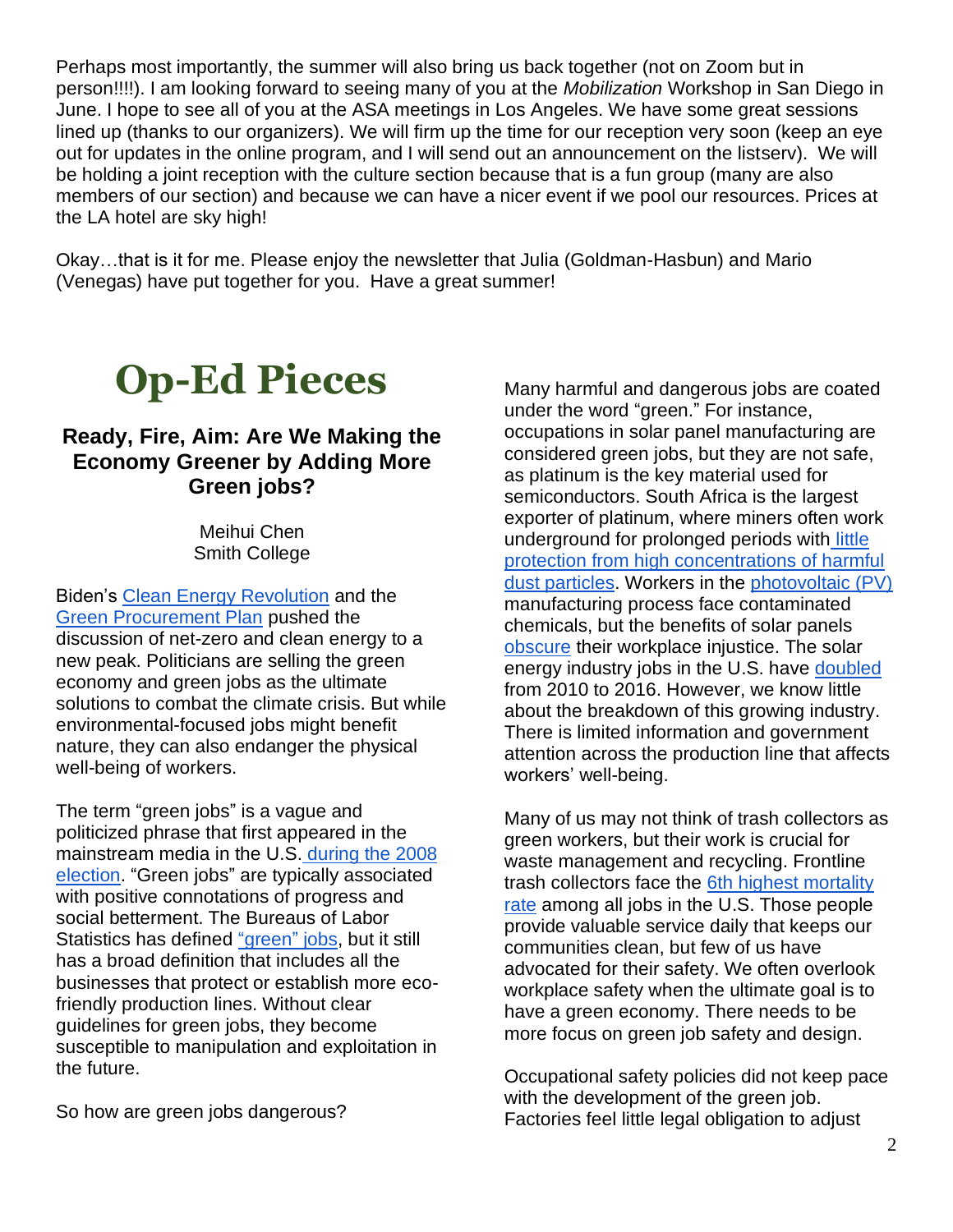Perhaps most importantly, the summer will also bring us back together (not on Zoom but in person!!!!). I am looking forward to seeing many of you at the *Mobilization* Workshop in San Diego in June. I hope to see all of you at the ASA meetings in Los Angeles. We have some great sessions lined up (thanks to our organizers). We will firm up the time for our reception very soon (keep an eye out for updates in the online program, and I will send out an announcement on the listserv). We will be holding a joint reception with the culture section because that is a fun group (many are also members of our section) and because we can have a nicer event if we pool our resources. Prices at the LA hotel are sky high!

Okay…that is it for me. Please enjoy the newsletter that Julia (Goldman-Hasbun) and Mario (Venegas) have put together for you. Have a great summer!

# Op-Ed Pieces

### Ready, Fire, Aim: Are We Making the Economy Greener by Adding More Green jobs?

Meihui Chen
Smith College

Biden's Clean Energy Revolution and the Green Procurement Plan pushed the discussion of net-zero and clean energy to a new peak. Politicians are selling the green economy and green jobs as the ultimate solutions to combat the climate crisis. But while environmental-focused jobs might benefit nature, they can also endanger the physical well-being of workers.

The term "green jobs" is a vague and politicized phrase that first appeared in the mainstream media in the U.S. during the 2008 election. "Green jobs" are typically associated with positive connotations of progress and social betterment. The Bureaus of Labor Statistics has defined "green" jobs, but it still has a broad definition that includes all the businesses that protect or establish more eco-friendly production lines. Without clear guidelines for green jobs, they become susceptible to manipulation and exploitation in the future.

So how are green jobs dangerous?

Many harmful and dangerous jobs are coated under the word "green." For instance, occupations in solar panel manufacturing are considered green jobs, but they are not safe, as platinum is the key material used for semiconductors. South Africa is the largest exporter of platinum, where miners often work underground for prolonged periods with little protection from high concentrations of harmful dust particles. Workers in the photovoltaic (PV) manufacturing process face contaminated chemicals, but the benefits of solar panels obscure their workplace injustice. The solar energy industry jobs in the U.S. have doubled from 2010 to 2016. However, we know little about the breakdown of this growing industry. There is limited information and government attention across the production line that affects workers' well-being.

Many of us may not think of trash collectors as green workers, but their work is crucial for waste management and recycling. Frontline trash collectors face the 6th highest mortality rate among all jobs in the U.S. Those people provide valuable service daily that keeps our communities clean, but few of us have advocated for their safety. We often overlook workplace safety when the ultimate goal is to have a green economy. There needs to be more focus on green job safety and design.

Occupational safety policies did not keep pace with the development of the green job. Factories feel little legal obligation to adjust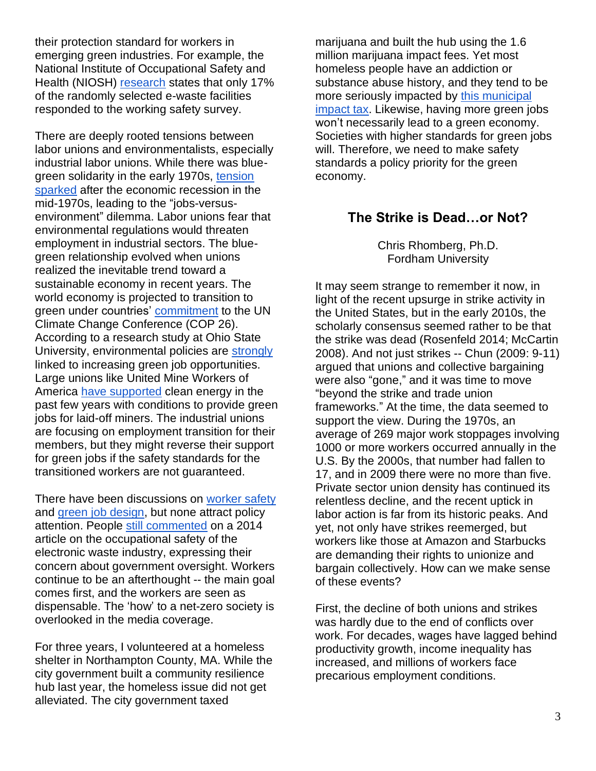their protection standard for workers in emerging green industries. For example, the National Institute of Occupational Safety and Health (NIOSH) research states that only 17% of the randomly selected e-waste facilities responded to the working safety survey.

There are deeply rooted tensions between labor unions and environmentalists, especially industrial labor unions. While there was blue-green solidarity in the early 1970s, tension sparked after the economic recession in the mid-1970s, leading to the "jobs-versus-environment" dilemma. Labor unions fear that environmental regulations would threaten employment in industrial sectors. The blue-green relationship evolved when unions realized the inevitable trend toward a sustainable economy in recent years. The world economy is projected to transition to green under countries' commitment to the UN Climate Change Conference (COP 26). According to a research study at Ohio State University, environmental policies are strongly linked to increasing green job opportunities. Large unions like United Mine Workers of America have supported clean energy in the past few years with conditions to provide green jobs for laid-off miners. The industrial unions are focusing on employment transition for their members, but they might reverse their support for green jobs if the safety standards for the transitioned workers are not guaranteed.

There have been discussions on worker safety and green job design, but none attract policy attention. People still commented on a 2014 article on the occupational safety of the electronic waste industry, expressing their concern about government oversight. Workers continue to be an afterthought -- the main goal comes first, and the workers are seen as dispensable. The 'how' to a net-zero society is overlooked in the media coverage.

For three years, I volunteered at a homeless shelter in Northampton County, MA. While the city government built a community resilience hub last year, the homeless issue did not get alleviated. The city government taxed marijuana and built the hub using the 1.6 million marijuana impact fees. Yet most homeless people have an addiction or substance abuse history, and they tend to be more seriously impacted by this municipal impact tax. Likewise, having more green jobs won't necessarily lead to a green economy. Societies with higher standards for green jobs will. Therefore, we need to make safety standards a policy priority for the green economy.

## The Strike is Dead…or Not?

Chris Rhomberg, Ph.D.
Fordham University

It may seem strange to remember it now, in light of the recent upsurge in strike activity in the United States, but in the early 2010s, the scholarly consensus seemed rather to be that the strike was dead (Rosenfeld 2014; McCartin 2008). And not just strikes -- Chun (2009: 9-11) argued that unions and collective bargaining were also "gone," and it was time to move "beyond the strike and trade union frameworks." At the time, the data seemed to support the view. During the 1970s, an average of 269 major work stoppages involving 1000 or more workers occurred annually in the U.S. By the 2000s, that number had fallen to 17, and in 2009 there were no more than five. Private sector union density has continued its relentless decline, and the recent uptick in labor action is far from its historic peaks. And yet, not only have strikes reemerged, but workers like those at Amazon and Starbucks are demanding their rights to unionize and bargain collectively. How can we make sense of these events?

First, the decline of both unions and strikes was hardly due to the end of conflicts over work. For decades, wages have lagged behind productivity growth, income inequality has increased, and millions of workers face precarious employment conditions.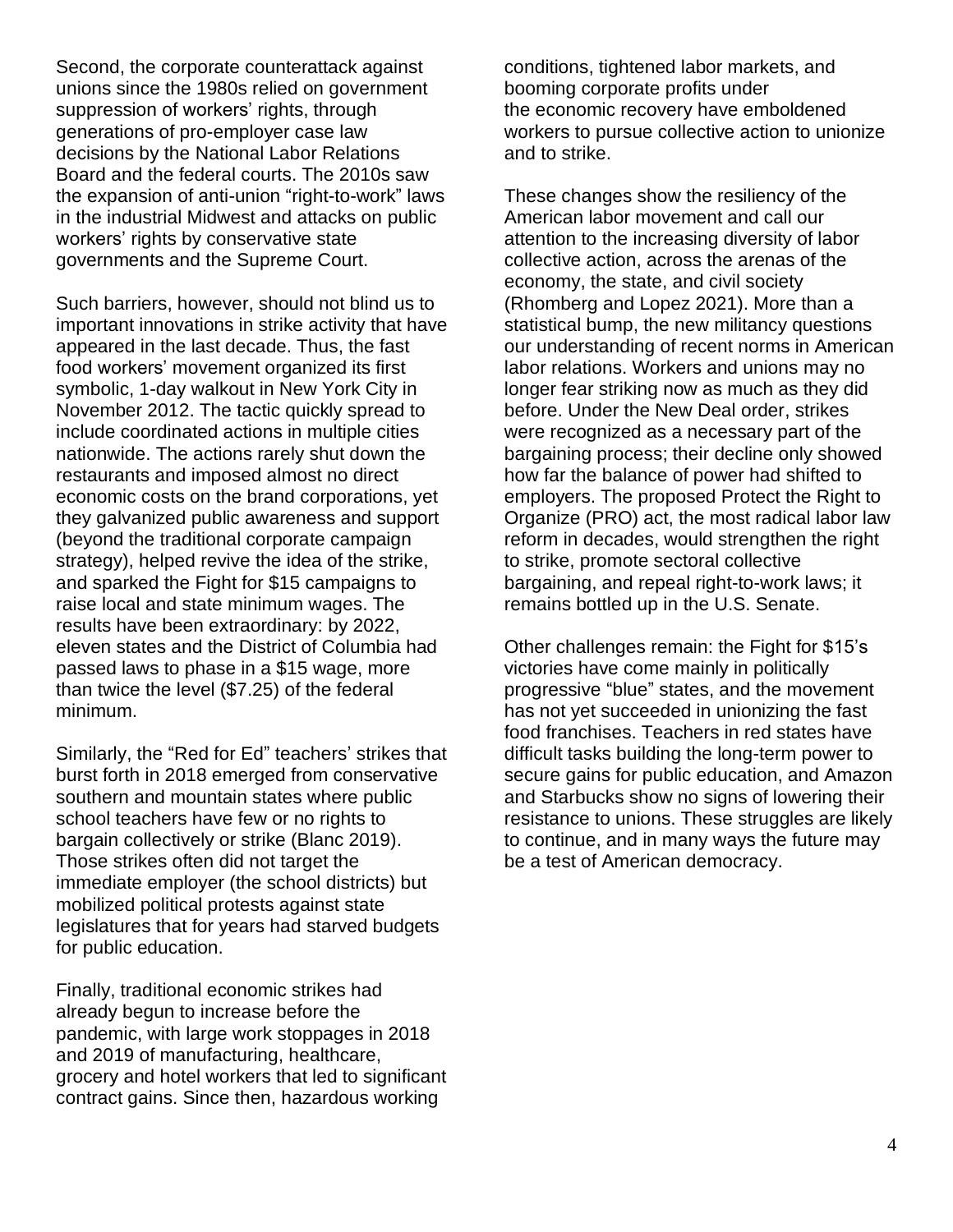Second, the corporate counterattack against unions since the 1980s relied on government suppression of workers' rights, through generations of pro-employer case law decisions by the National Labor Relations Board and the federal courts. The 2010s saw the expansion of anti-union "right-to-work" laws in the industrial Midwest and attacks on public workers' rights by conservative state governments and the Supreme Court.

Such barriers, however, should not blind us to important innovations in strike activity that have appeared in the last decade. Thus, the fast food workers' movement organized its first symbolic, 1-day walkout in New York City in November 2012. The tactic quickly spread to include coordinated actions in multiple cities nationwide. The actions rarely shut down the restaurants and imposed almost no direct economic costs on the brand corporations, yet they galvanized public awareness and support (beyond the traditional corporate campaign strategy), helped revive the idea of the strike, and sparked the Fight for $15 campaigns to raise local and state minimum wages. The results have been extraordinary: by 2022, eleven states and the District of Columbia had passed laws to phase in a $15 wage, more than twice the level ($7.25) of the federal minimum.

Similarly, the "Red for Ed" teachers' strikes that burst forth in 2018 emerged from conservative southern and mountain states where public school teachers have few or no rights to bargain collectively or strike (Blanc 2019). Those strikes often did not target the immediate employer (the school districts) but mobilized political protests against state legislatures that for years had starved budgets for public education.

Finally, traditional economic strikes had already begun to increase before the pandemic, with large work stoppages in 2018 and 2019 of manufacturing, healthcare, grocery and hotel workers that led to significant contract gains. Since then, hazardous working conditions, tightened labor markets, and booming corporate profits under the economic recovery have emboldened workers to pursue collective action to unionize and to strike.

These changes show the resiliency of the American labor movement and call our attention to the increasing diversity of labor collective action, across the arenas of the economy, the state, and civil society (Rhomberg and Lopez 2021). More than a statistical bump, the new militancy questions our understanding of recent norms in American labor relations. Workers and unions may no longer fear striking now as much as they did before. Under the New Deal order, strikes were recognized as a necessary part of the bargaining process; their decline only showed how far the balance of power had shifted to employers. The proposed Protect the Right to Organize (PRO) act, the most radical labor law reform in decades, would strengthen the right to strike, promote sectoral collective bargaining, and repeal right-to-work laws; it remains bottled up in the U.S. Senate.

Other challenges remain: the Fight for $15's victories have come mainly in politically progressive "blue" states, and the movement has not yet succeeded in unionizing the fast food franchises. Teachers in red states have difficult tasks building the long-term power to secure gains for public education, and Amazon and Starbucks show no signs of lowering their resistance to unions. These struggles are likely to continue, and in many ways the future may be a test of American democracy.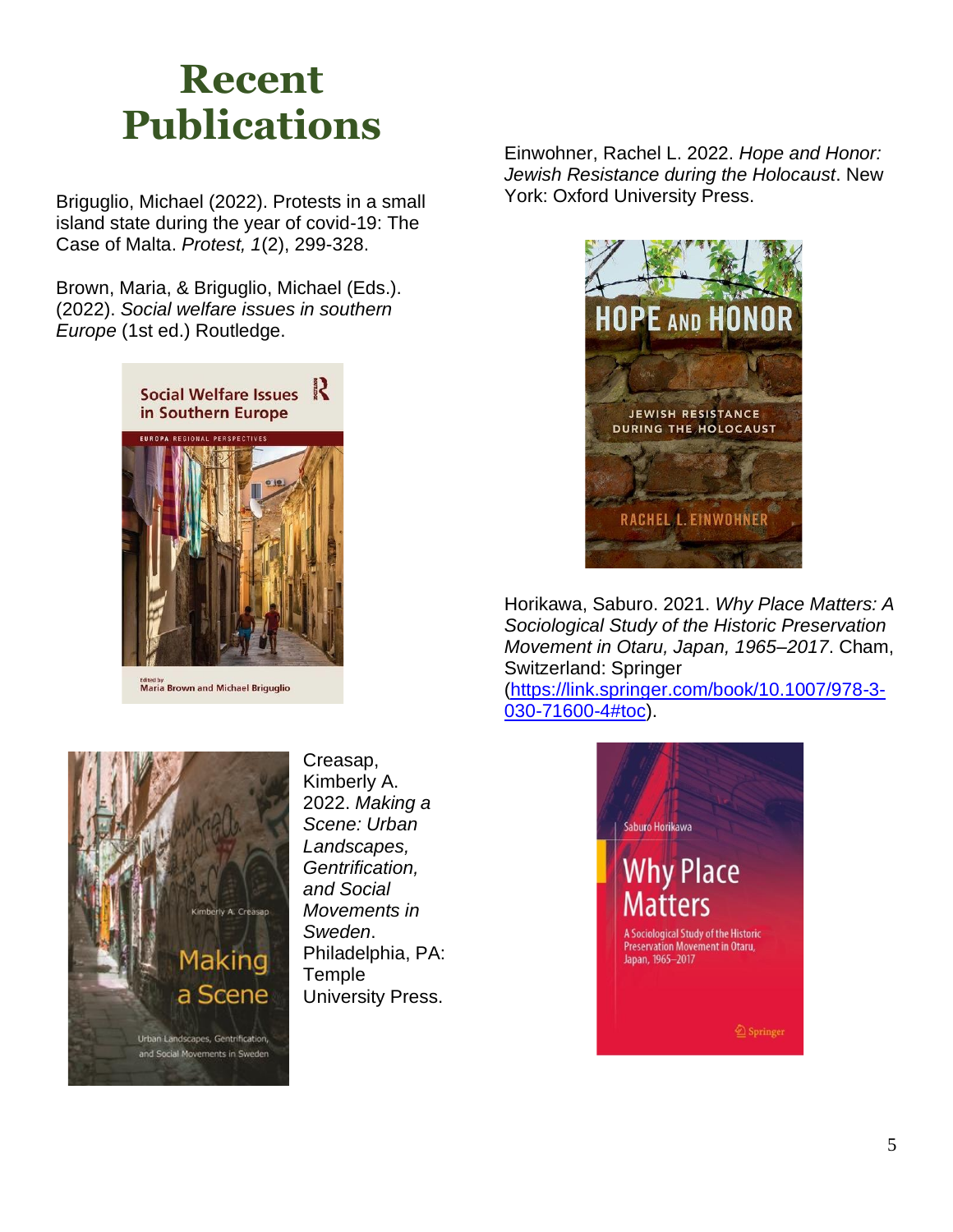# Recent Publications

Briguglio, Michael (2022). Protests in a small island state during the year of covid-19: The Case of Malta. *Protest, 1*(2), 299-328.

Brown, Maria, & Briguglio, Michael (Eds.). (2022). *Social welfare issues in southern Europe* (1st ed.) Routledge.

Creasap, Kimberly A. 2022. *Making a Scene: Urban Landscapes, Gentrification, and Social Movements in Sweden*. Philadelphia, PA: Temple University Press.

Einwohner, Rachel L. 2022. *Hope and Honor: Jewish Resistance during the Holocaust*. New York: Oxford University Press.

Horikawa, Saburo. 2021. *Why Place Matters: A Sociological Study of the Historic Preservation Movement in Otaru, Japan, 1965–2017*. Cham, Switzerland: Springer (https://link.springer.com/book/10.1007/978-3-030-71600-4#toc).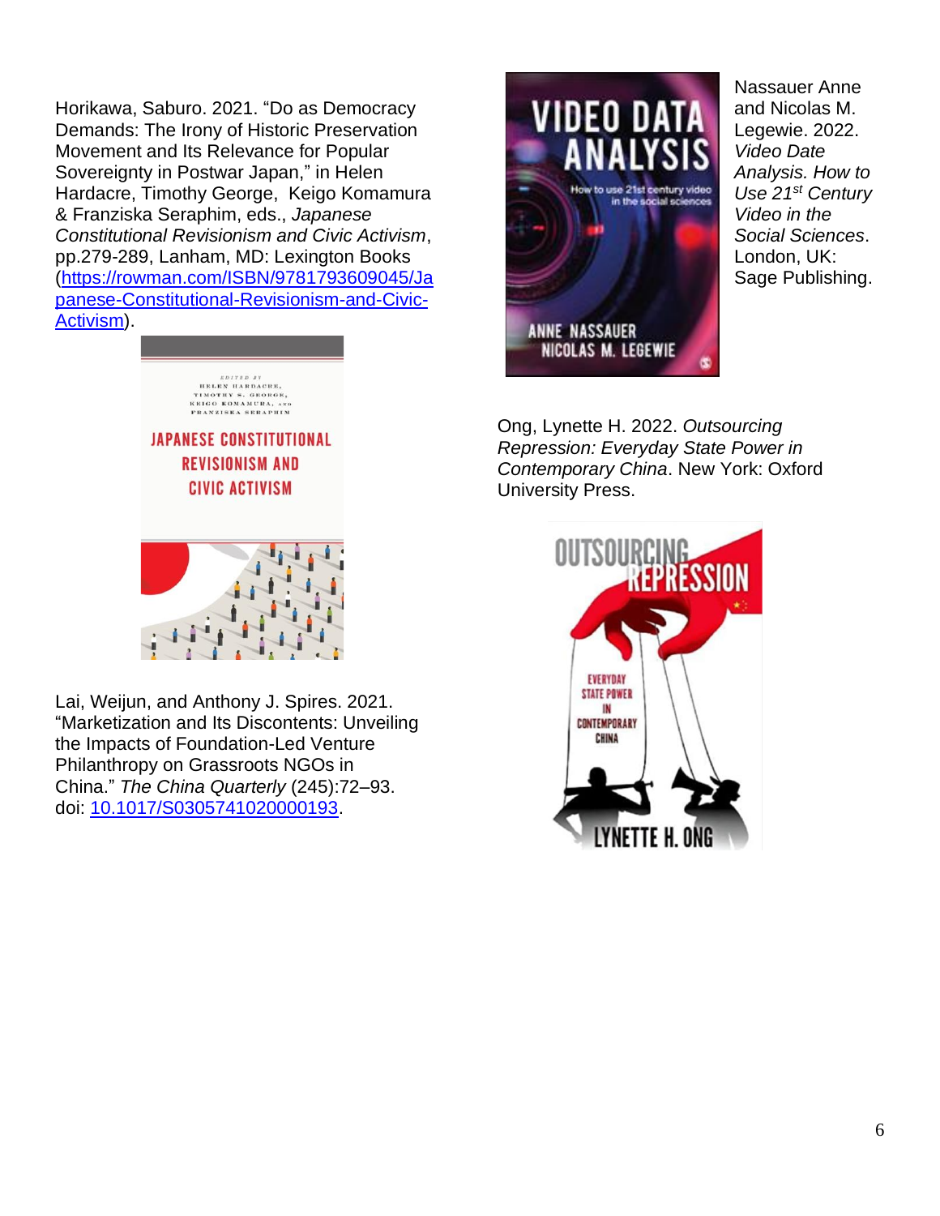Horikawa, Saburo. 2021. "Do as Democracy Demands: The Irony of Historic Preservation Movement and Its Relevance for Popular Sovereignty in Postwar Japan," in Helen Hardacre, Timothy George, Keigo Komamura & Franziska Seraphim, eds., *Japanese Constitutional Revisionism and Civic Activism*, pp.279-289, Lanham, MD: Lexington Books (https://rowman.com/ISBN/9781793609045/Japanese-Constitutional-Revisionism-and-Civic-Activism).

Lai, Weijun, and Anthony J. Spires. 2021. "Marketization and Its Discontents: Unveiling the Impacts of Foundation-Led Venture Philanthropy on Grassroots NGOs in China." *The China Quarterly* (245):72–93. doi: 10.1017/S0305741020000193.

Nassauer Anne and Nicolas M. Legewie. 2022. *Video Date Analysis. How to Use 21st Century Video in the Social Sciences*. London, UK: Sage Publishing.

Ong, Lynette H. 2022. *Outsourcing Repression: Everyday State Power in Contemporary China*. New York: Oxford University Press.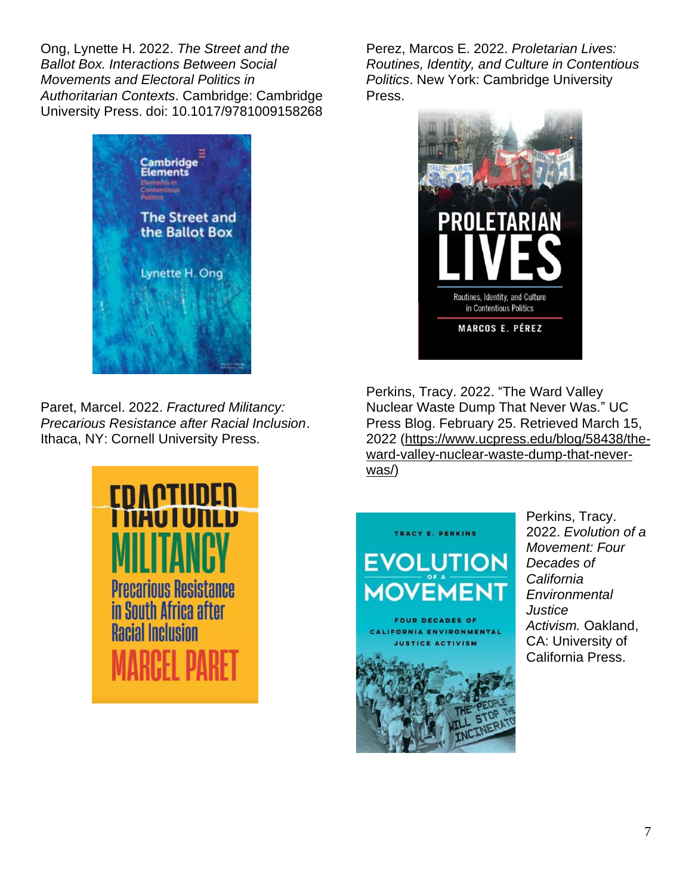Ong, Lynette H. 2022. *The Street and the Ballot Box. Interactions Between Social Movements and Electoral Politics in Authoritarian Contexts*. Cambridge: Cambridge University Press. doi: 10.1017/9781009158268

Paret, Marcel. 2022. *Fractured Militancy: Precarious Resistance after Racial Inclusion*. Ithaca, NY: Cornell University Press.

Perez, Marcos E. 2022. *Proletarian Lives: Routines, Identity, and Culture in Contentious Politics*. New York: Cambridge University Press.

Perkins, Tracy. 2022. "The Ward Valley Nuclear Waste Dump That Never Was." UC Press Blog. February 25. Retrieved March 15, 2022 (https://www.ucpress.edu/blog/58438/the-ward-valley-nuclear-waste-dump-that-never-was/)

Perkins, Tracy. 2022. *Evolution of a Movement: Four Decades of California Environmental Justice Activism.* Oakland, CA: University of California Press.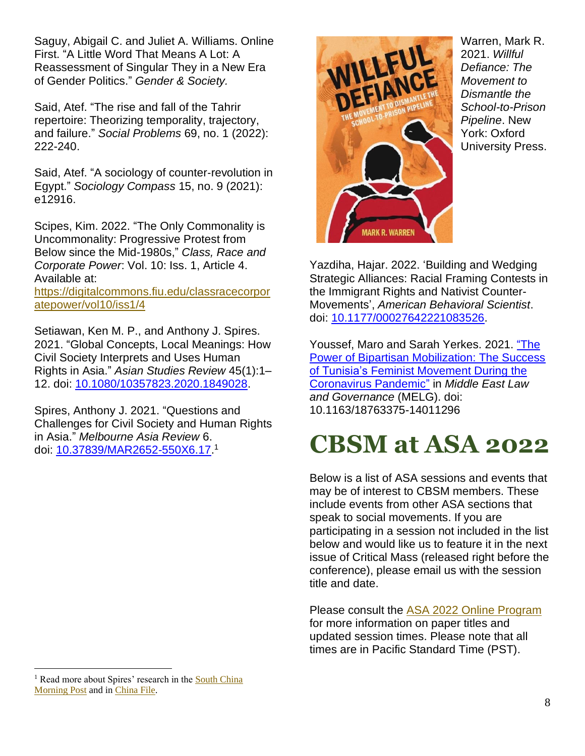Saguy, Abigail C. and Juliet A. Williams. Online First. "A Little Word That Means A Lot: A Reassessment of Singular They in a New Era of Gender Politics." *Gender & Society.*

Said, Atef. "The rise and fall of the Tahrir repertoire: Theorizing temporality, trajectory, and failure." *Social Problems* 69, no. 1 (2022): 222-240.

Said, Atef. "A sociology of counter-revolution in Egypt." *Sociology Compass* 15, no. 9 (2021): e12916.

Scipes, Kim. 2022. "The Only Commonality is Uncommonality: Progressive Protest from Below since the Mid-1980s," *Class, Race and Corporate Power*: Vol. 10: Iss. 1, Article 4. Available at: https://digitalcommons.fiu.edu/classracecorporatepower/vol10/iss1/4

Setiawan, Ken M. P., and Anthony J. Spires. 2021. "Global Concepts, Local Meanings: How Civil Society Interprets and Uses Human Rights in Asia." *Asian Studies Review* 45(1):1–12. doi: 10.1080/10357823.2020.1849028.

Spires, Anthony J. 2021. "Questions and Challenges for Civil Society and Human Rights in Asia." *Melbourne Asia Review* 6. doi: 10.37839/MAR2652-550X6.17.[1]

Warren, Mark R. 2021. *Willful Defiance: The Movement to Dismantle the School-to-Prison Pipeline*. New York: Oxford University Press.

Yazdiha, Hajar. 2022. 'Building and Wedging Strategic Alliances: Racial Framing Contests in the Immigrant Rights and Nativist Counter-Movements', *American Behavioral Scientist*. doi: 10.1177/00027642221083526.

Youssef, Maro and Sarah Yerkes. 2021. "The Power of Bipartisan Mobilization: The Success of Tunisia's Feminist Movement During the Coronavirus Pandemic" in *Middle East Law and Governance* (MELG). doi: 10.1163/18763375-14011296

# CBSM at ASA 2022

Below is a list of ASA sessions and events that may be of interest to CBSM members. These include events from other ASA sections that speak to social movements. If you are participating in a session not included in the list below and would like us to feature it in the next issue of Critical Mass (released right before the conference), please email us with the session title and date.

Please consult the ASA 2022 Online Program for more information on paper titles and updated session times. Please note that all times are in Pacific Standard Time (PST).

[1] Read more about Spires' research in the South China Morning Post and in China File.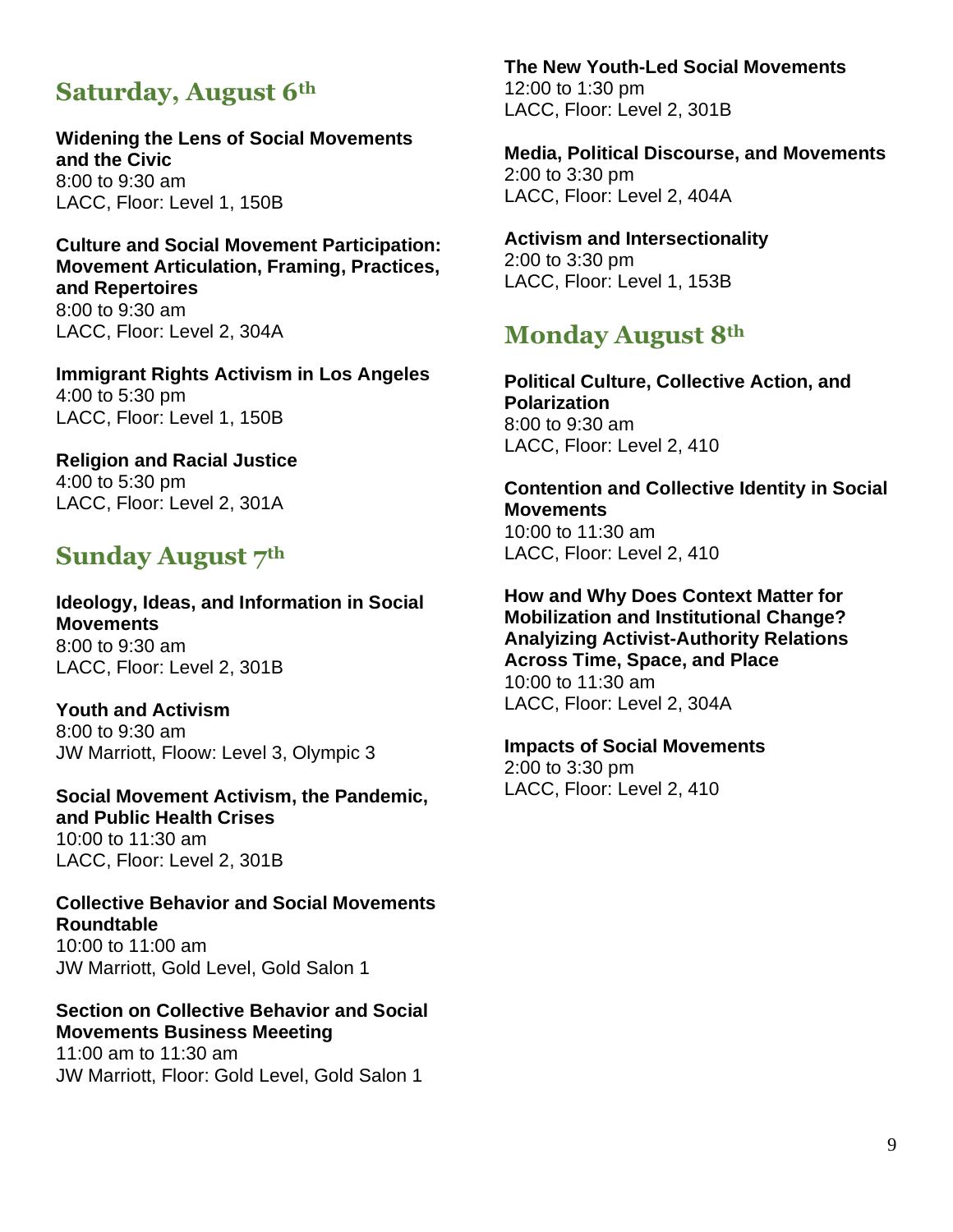## Saturday, August 6th

**Widening the Lens of Social Movements and the Civic**
8:00 to 9:30 am
LACC, Floor: Level 1, 150B

**Culture and Social Movement Participation: Movement Articulation, Framing, Practices, and Repertoires**
8:00 to 9:30 am
LACC, Floor: Level 2, 304A

**Immigrant Rights Activism in Los Angeles**
4:00 to 5:30 pm
LACC, Floor: Level 1, 150B

**Religion and Racial Justice**
4:00 to 5:30 pm
LACC, Floor: Level 2, 301A

## Sunday August 7th

**Ideology, Ideas, and Information in Social Movements**
8:00 to 9:30 am
LACC, Floor: Level 2, 301B

**Youth and Activism**
8:00 to 9:30 am
JW Marriott, Floow: Level 3, Olympic 3

**Social Movement Activism, the Pandemic, and Public Health Crises**
10:00 to 11:30 am
LACC, Floor: Level 2, 301B

**Collective Behavior and Social Movements Roundtable**
10:00 to 11:00 am
JW Marriott, Gold Level, Gold Salon 1

**Section on Collective Behavior and Social Movements Business Meeeting**
11:00 am to 11:30 am
JW Marriott, Floor: Gold Level, Gold Salon 1

**The New Youth-Led Social Movements**
12:00 to 1:30 pm
LACC, Floor: Level 2, 301B

**Media, Political Discourse, and Movements**
2:00 to 3:30 pm
LACC, Floor: Level 2, 404A

**Activism and Intersectionality**
2:00 to 3:30 pm
LACC, Floor: Level 1, 153B

## Monday August 8th

**Political Culture, Collective Action, and Polarization**
8:00 to 9:30 am
LACC, Floor: Level 2, 410

**Contention and Collective Identity in Social Movements**
10:00 to 11:30 am
LACC, Floor: Level 2, 410

**How and Why Does Context Matter for Mobilization and Institutional Change? Analyizing Activist-Authority Relations Across Time, Space, and Place**
10:00 to 11:30 am
LACC, Floor: Level 2, 304A

**Impacts of Social Movements**
2:00 to 3:30 pm
LACC, Floor: Level 2, 410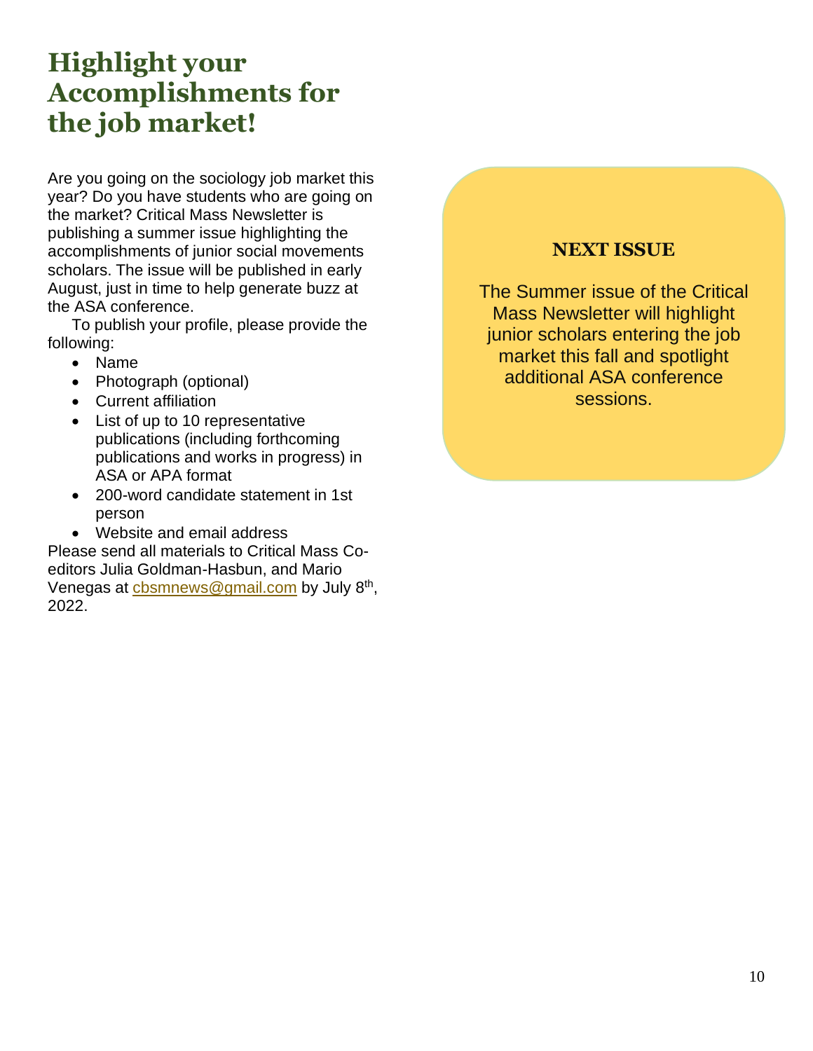# Highlight your Accomplishments for the job market!

Are you going on the sociology job market this year? Do you have students who are going on the market? Critical Mass Newsletter is publishing a summer issue highlighting the accomplishments of junior social movements scholars. The issue will be published in early August, just in time to help generate buzz at the ASA conference.

To publish your profile, please provide the following:

- Name
- Photograph (optional)
- Current affiliation
- List of up to 10 representative publications (including forthcoming publications and works in progress) in ASA or APA format
- 200-word candidate statement in 1st person
- Website and email address

Please send all materials to Critical Mass Co-editors Julia Goldman-Hasbun, and Mario Venegas at cbsmnews@gmail.com by July 8th, 2022.

**NEXT ISSUE**

The Summer issue of the Critical Mass Newsletter will highlight junior scholars entering the job market this fall and spotlight additional ASA conference sessions.